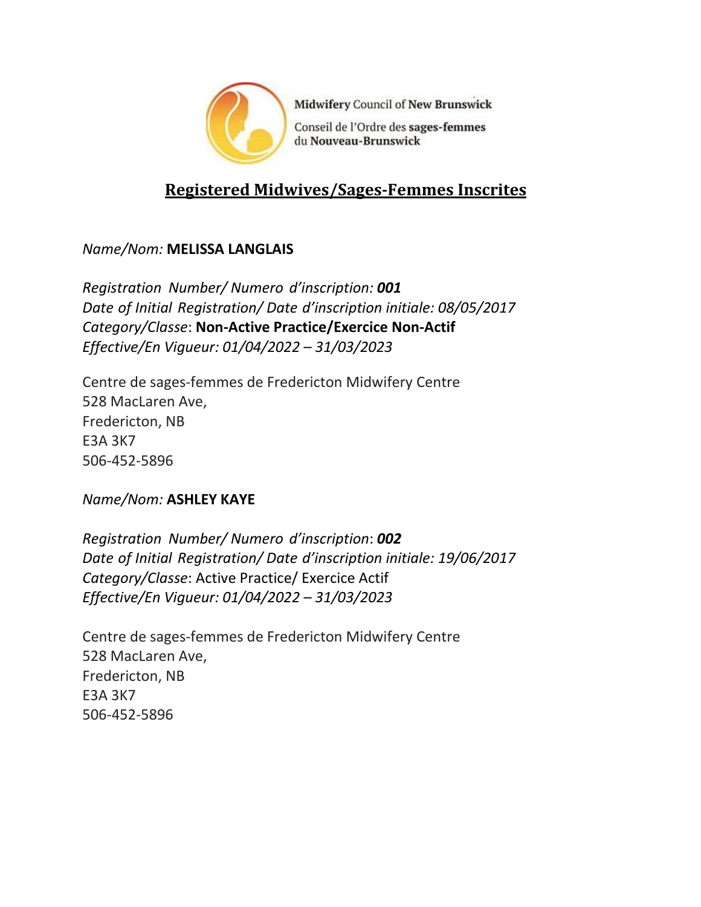Midwifery Council of New Brunswick

Conseil de l'Ordre des sages-femmes du Nouveau-Brunswick

# Registered Midwives/Sages-Femmes Inscrites

*Name/Nom:* **MELISSA LANGLAIS**

*Registration Number/ Numero d'inscription:* ***001***
*Date of Initial Registration/ Date d'inscription initiale: 08/05/2017*
*Category/Classe*: **Non-Active Practice/Exercice Non-Actif**
*Effective/En Vigueur: 01/04/2022 – 31/03/2023*

Centre de sages-femmes de Fredericton Midwifery Centre
528 MacLaren Ave,
Fredericton, NB
E3A 3K7
506-452-5896

*Name/Nom:* **ASHLEY KAYE**

*Registration Number/ Numero d'inscription*: ***002***
*Date of Initial Registration/ Date d'inscription initiale: 19/06/2017*
*Category/Classe*: Active Practice/ Exercice Actif
*Effective/En Vigueur: 01/04/2022 – 31/03/2023*

Centre de sages-femmes de Fredericton Midwifery Centre
528 MacLaren Ave,
Fredericton, NB
E3A 3K7
506-452-5896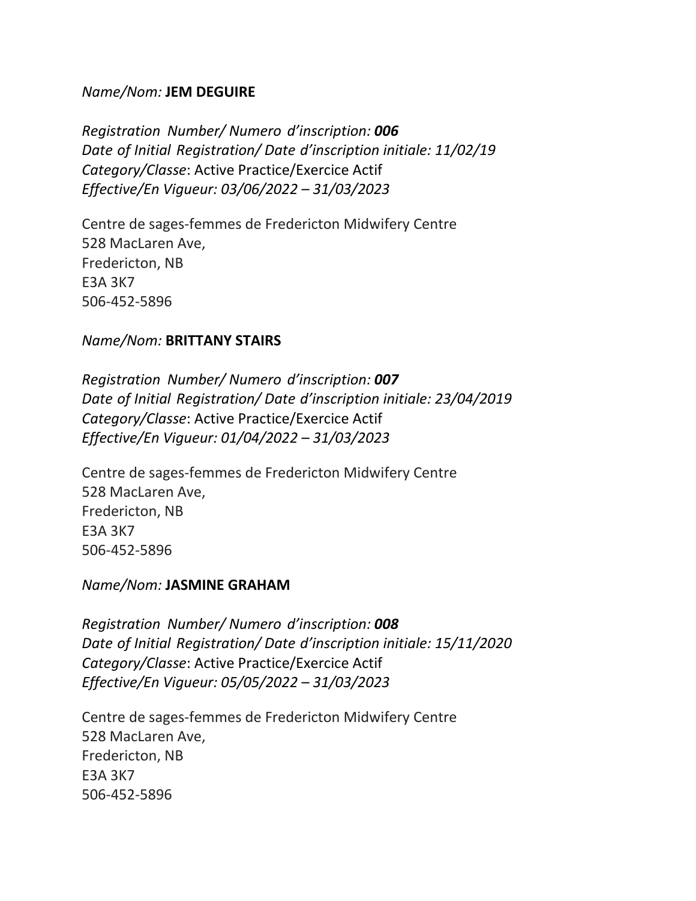*Name/Nom:* **JEM DEGUIRE**

*Registration Number/ Numero d'inscription:* ***006***
*Date of Initial Registration/ Date d'inscription initiale: 11/02/19*
*Category/Classe*: Active Practice/Exercice Actif
*Effective/En Vigueur: 03/06/2022 – 31/03/2023*

Centre de sages-femmes de Fredericton Midwifery Centre
528 MacLaren Ave,
Fredericton, NB
E3A 3K7
506-452-5896

*Name/Nom:* **BRITTANY STAIRS**

*Registration Number/ Numero d'inscription:* ***007***
*Date of Initial Registration/ Date d'inscription initiale: 23/04/2019*
*Category/Classe*: Active Practice/Exercice Actif
*Effective/En Vigueur: 01/04/2022 – 31/03/2023*

Centre de sages-femmes de Fredericton Midwifery Centre
528 MacLaren Ave,
Fredericton, NB
E3A 3K7
506-452-5896

*Name/Nom:* **JASMINE GRAHAM**

*Registration Number/ Numero d'inscription:* ***008***
*Date of Initial Registration/ Date d'inscription initiale: 15/11/2020*
*Category/Classe*: Active Practice/Exercice Actif
*Effective/En Vigueur: 05/05/2022 – 31/03/2023*

Centre de sages-femmes de Fredericton Midwifery Centre
528 MacLaren Ave,
Fredericton, NB
E3A 3K7
506-452-5896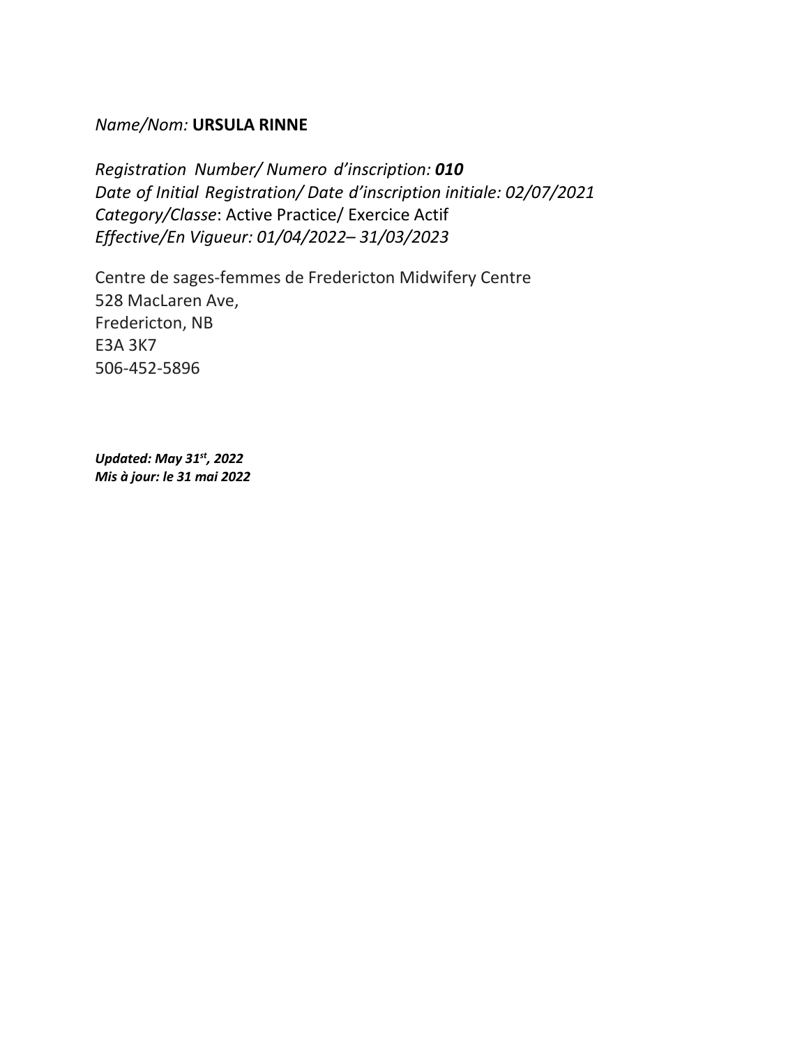*Name/Nom:* **URSULA RINNE**

*Registration Number/ Numero d'inscription:* ***010***
*Date of Initial Registration/ Date d'inscription initiale: 02/07/2021*
*Category/Classe*: Active Practice/ Exercice Actif
*Effective/En Vigueur: 01/04/2022– 31/03/2023*

Centre de sages-femmes de Fredericton Midwifery Centre
528 MacLaren Ave,
Fredericton, NB
E3A 3K7
506-452-5896

***Updated: May 31st, 2022***
***Mis à jour: le 31 mai 2022***